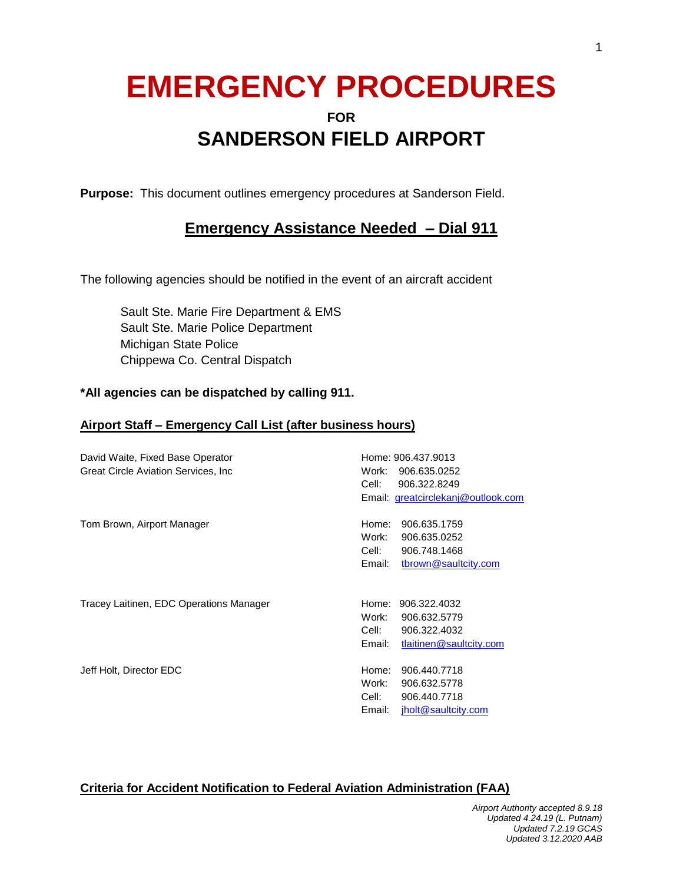# EMERGENCY PROCEDURES

**FOR**

## SANDERSON FIELD AIRPORT

**Purpose:** This document outlines emergency procedures at Sanderson Field.

## Emergency Assistance Needed – Dial 911

The following agencies should be notified in the event of an aircraft accident

- Sault Ste. Marie Fire Department & EMS
- Sault Ste. Marie Police Department
- Michigan State Police
- Chippewa Co. Central Dispatch

**\*All agencies can be dispatched by calling 911.**

### Airport Staff – Emergency Call List (after business hours)

| Name | Contact |
|---|---|
| David Waite, Fixed Base Operator<br>Great Circle Aviation Services, Inc | Home: 906.437.9013<br>Work: 906.635.0252<br>Cell: 906.322.8249<br>Email: greatcirclekanj@outlook.com |
| Tom Brown, Airport Manager | Home: 906.635.1759<br>Work: 906.635.0252<br>Cell: 906.748.1468<br>Email: tbrown@saultcity.com |
| Tracey Laitinen, EDC Operations Manager | Home: 906.322.4032<br>Work: 906.632.5779<br>Cell: 906.322.4032<br>Email: tlaitinen@saultcity.com |
| Jeff Holt, Director EDC | Home: 906.440.7718<br>Work: 906.632.5778<br>Cell: 906.440.7718<br>Email: jholt@saultcity.com |

### Criteria for Accident Notification to Federal Aviation Administration (FAA)

*Airport Authority accepted 8.9.18*
*Updated 4.24.19 (L. Putnam)*
*Updated 7.2.19 GCAS*
*Updated 3.12.2020 AAB*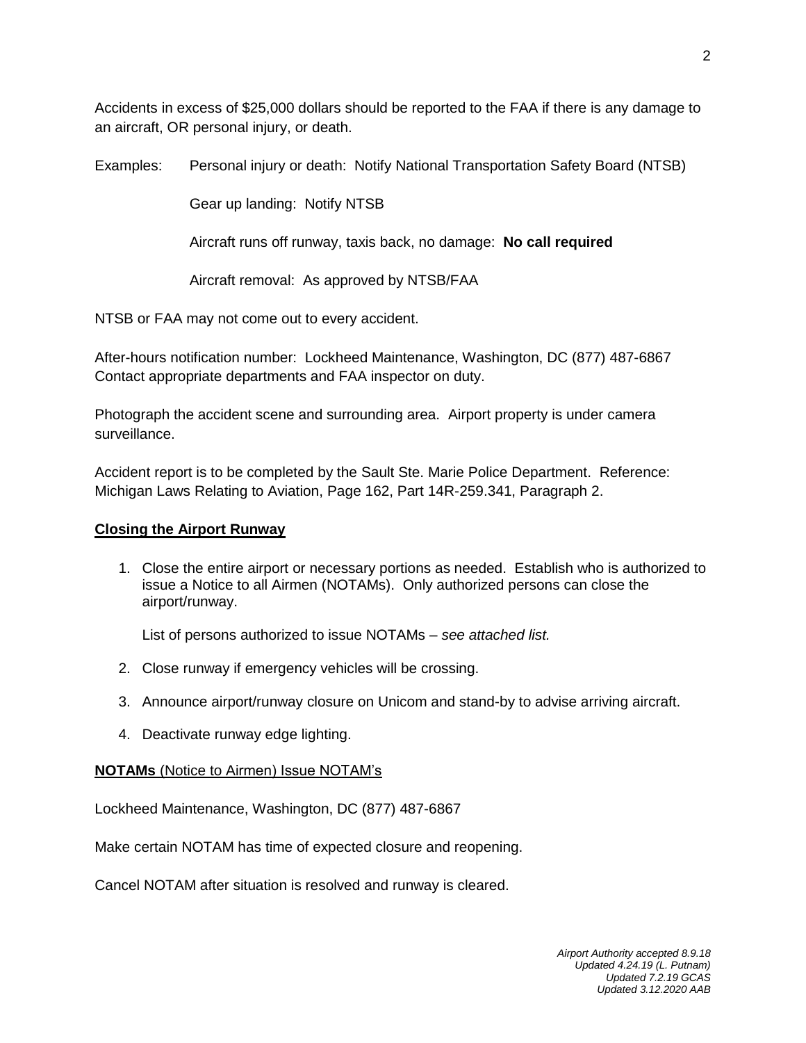Accidents in excess of $25,000 dollars should be reported to the FAA if there is any damage to an aircraft, OR personal injury, or death.

Examples: Personal injury or death: Notify National Transportation Safety Board (NTSB)

Gear up landing: Notify NTSB

Aircraft runs off runway, taxis back, no damage: **No call required**

Aircraft removal: As approved by NTSB/FAA

NTSB or FAA may not come out to every accident.

After-hours notification number: Lockheed Maintenance, Washington, DC (877) 487-6867
Contact appropriate departments and FAA inspector on duty.

Photograph the accident scene and surrounding area. Airport property is under camera surveillance.

Accident report is to be completed by the Sault Ste. Marie Police Department. Reference: Michigan Laws Relating to Aviation, Page 162, Part 14R-259.341, Paragraph 2.

## **Closing the Airport Runway**

1. Close the entire airport or necessary portions as needed. Establish who is authorized to issue a Notice to all Airmen (NOTAMs). Only authorized persons can close the airport/runway.

   List of persons authorized to issue NOTAMs – *see attached list.*

2. Close runway if emergency vehicles will be crossing.
3. Announce airport/runway closure on Unicom and stand-by to advise arriving aircraft.
4. Deactivate runway edge lighting.

**NOTAMs** (Notice to Airmen) Issue NOTAM's

Lockheed Maintenance, Washington, DC (877) 487-6867

Make certain NOTAM has time of expected closure and reopening.

Cancel NOTAM after situation is resolved and runway is cleared.

*Airport Authority accepted 8.9.18*
*Updated 4.24.19 (L. Putnam)*
*Updated 7.2.19 GCAS*
*Updated 3.12.2020 AAB*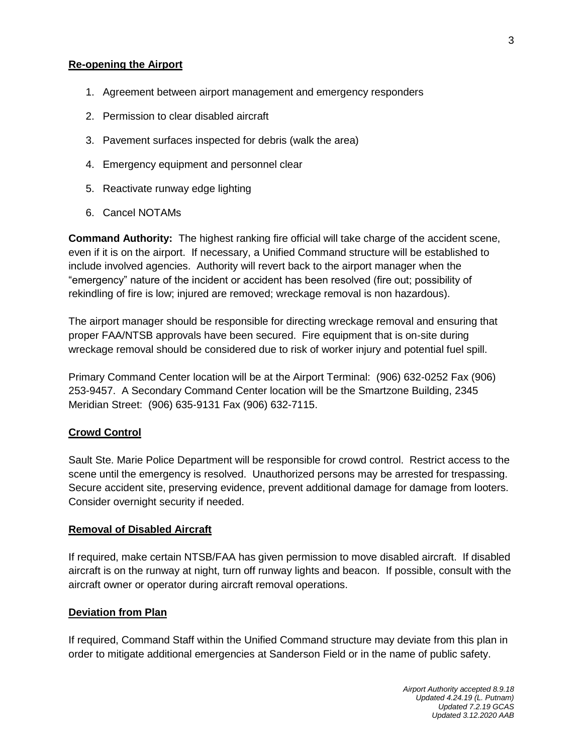**Re-opening the Airport**

1. Agreement between airport management and emergency responders
2. Permission to clear disabled aircraft
3. Pavement surfaces inspected for debris (walk the area)
4. Emergency equipment and personnel clear
5. Reactivate runway edge lighting
6. Cancel NOTAMs

**Command Authority:** The highest ranking fire official will take charge of the accident scene, even if it is on the airport. If necessary, a Unified Command structure will be established to include involved agencies. Authority will revert back to the airport manager when the "emergency" nature of the incident or accident has been resolved (fire out; possibility of rekindling of fire is low; injured are removed; wreckage removal is non hazardous).

The airport manager should be responsible for directing wreckage removal and ensuring that proper FAA/NTSB approvals have been secured. Fire equipment that is on-site during wreckage removal should be considered due to risk of worker injury and potential fuel spill.

Primary Command Center location will be at the Airport Terminal: (906) 632-0252 Fax (906) 253-9457. A Secondary Command Center location will be the Smartzone Building, 2345 Meridian Street: (906) 635-9131 Fax (906) 632-7115.

**Crowd Control**

Sault Ste. Marie Police Department will be responsible for crowd control. Restrict access to the scene until the emergency is resolved. Unauthorized persons may be arrested for trespassing. Secure accident site, preserving evidence, prevent additional damage for damage from looters. Consider overnight security if needed.

**Removal of Disabled Aircraft**

If required, make certain NTSB/FAA has given permission to move disabled aircraft. If disabled aircraft is on the runway at night, turn off runway lights and beacon. If possible, consult with the aircraft owner or operator during aircraft removal operations.

**Deviation from Plan**

If required, Command Staff within the Unified Command structure may deviate from this plan in order to mitigate additional emergencies at Sanderson Field or in the name of public safety.

*Airport Authority accepted 8.9.18*
*Updated 4.24.19 (L. Putnam)*
*Updated 7.2.19 GCAS*
*Updated 3.12.2020 AAB*